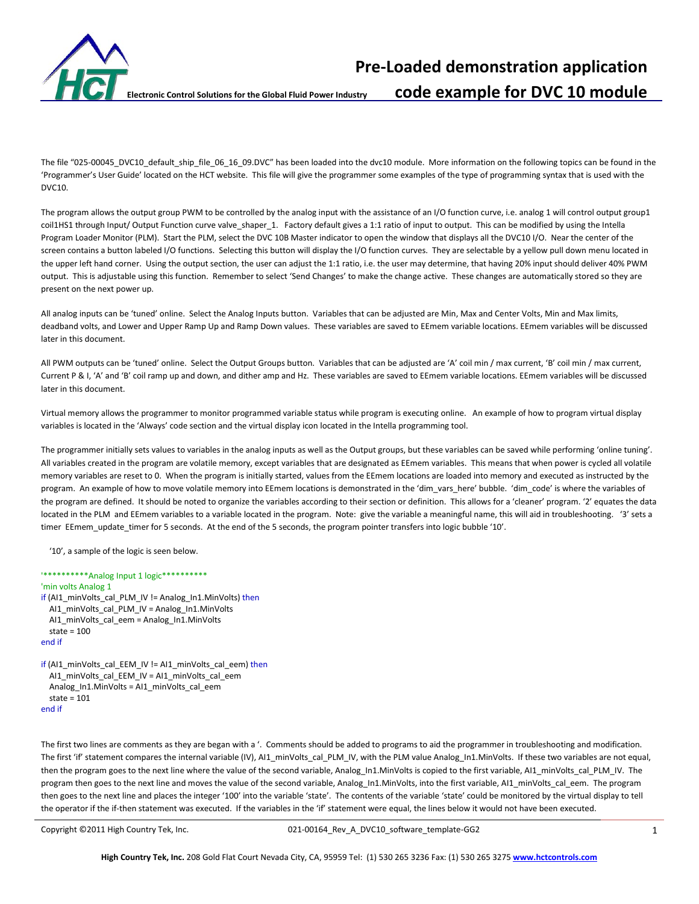# Pre-Loaded demonstration application code example for DVC 10 module

Electronic Control Solutions for the Global Fluid Power Industry

The file "025-00045_DVC10_default_ship_file_06_16_09.DVC" has been loaded into the dvc10 module. More information on the following topics can be found in the 'Programmer's User Guide' located on the HCT website. This file will give the programmer some examples of the type of programming syntax that is used with the DVC10.

The program allows the output group PWM to be controlled by the analog input with the assistance of an I/O function curve, i.e. analog 1 will control output group1 coil1HS1 through Input/ Output Function curve valve_shaper_1. Factory default gives a 1:1 ratio of input to output. This can be modified by using the Intella Program Loader Monitor (PLM). Start the PLM, select the DVC 10B Master indicator to open the window that displays all the DVC10 I/O. Near the center of the screen contains a button labeled I/O functions. Selecting this button will display the I/O function curves. They are selectable by a yellow pull down menu located in the upper left hand corner. Using the output section, the user can adjust the 1:1 ratio, i.e. the user may determine, that having 20% input should deliver 40% PWM output. This is adjustable using this function. Remember to select 'Send Changes' to make the change active. These changes are automatically stored so they are present on the next power up.

All analog inputs can be 'tuned' online. Select the Analog Inputs button. Variables that can be adjusted are Min, Max and Center Volts, Min and Max limits, deadband volts, and Lower and Upper Ramp Up and Ramp Down values. These variables are saved to EEmem variable locations. EEmem variables will be discussed later in this document.

All PWM outputs can be 'tuned' online. Select the Output Groups button. Variables that can be adjusted are 'A' coil min / max current, 'B' coil min / max current, Current P & I, 'A' and 'B' coil ramp up and down, and dither amp and Hz. These variables are saved to EEmem variable locations. EEmem variables will be discussed later in this document.

Virtual memory allows the programmer to monitor programmed variable status while program is executing online. An example of how to program virtual display variables is located in the 'Always' code section and the virtual display icon located in the Intella programming tool.

The programmer initially sets values to variables in the analog inputs as well as the Output groups, but these variables can be saved while performing 'online tuning'. All variables created in the program are volatile memory, except variables that are designated as EEmem variables. This means that when power is cycled all volatile memory variables are reset to 0. When the program is initially started, values from the EEmem locations are loaded into memory and executed as instructed by the program. An example of how to move volatile memory into EEmem locations is demonstrated in the 'dim_vars_here' bubble. 'dim_code' is where the variables of the program are defined. It should be noted to organize the variables according to their section or definition. This allows for a 'cleaner' program. '2' equates the data located in the PLM and EEmem variables to a variable located in the program. Note: give the variable a meaningful name, this will aid in troubleshooting. '3' sets a timer EEmem_update_timer for 5 seconds. At the end of the 5 seconds, the program pointer transfers into logic bubble '10'.

'10', a sample of the logic is seen below.

```
'**********Analog Input 1 logic**********
'min volts Analog 1
if (AI1_minVolts_cal_PLM_IV != Analog_In1.MinVolts) then
   AI1_minVolts_cal_PLM_IV = Analog_In1.MinVolts
   AI1_minVolts_cal_eem = Analog_In1.MinVolts
   state = 100
end if

if (AI1_minVolts_cal_EEM_IV != AI1_minVolts_cal_eem) then
   AI1_minVolts_cal_EEM_IV = AI1_minVolts_cal_eem
   Analog_In1.MinVolts = AI1_minVolts_cal_eem
   state = 101
end if
```

The first two lines are comments as they are began with a '. Comments should be added to programs to aid the programmer in troubleshooting and modification. The first 'if' statement compares the internal variable (IV), AI1_minVolts_cal_PLM_IV, with the PLM value Analog_In1.MinVolts. If these two variables are not equal, then the program goes to the next line where the value of the second variable, Analog_In1.MinVolts is copied to the first variable, AI1_minVolts_cal_PLM_IV. The program then goes to the next line and moves the value of the second variable, Analog_In1.MinVolts, into the first variable, AI1_minVolts_cal_eem. The program then goes to the next line and places the integer '100' into the variable 'state'. The contents of the variable 'state' could be monitored by the virtual display to tell the operator if the if-then statement was executed. If the variables in the 'if' statement were equal, the lines below it would not have been executed.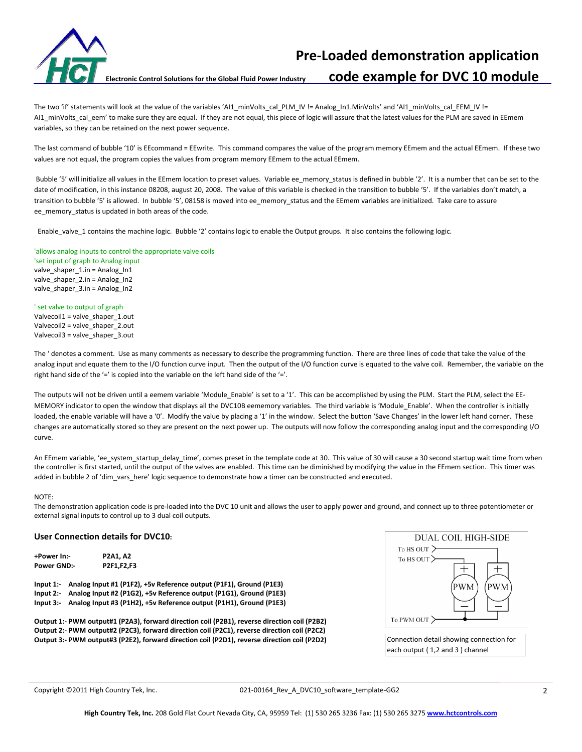The two 'if' statements will look at the value of the variables 'AI1_minVolts_cal_PLM_IV != Analog_In1.MinVolts' and 'AI1_minVolts_cal_EEM_IV != AI1_minVolts_cal_eem' to make sure they are equal. If they are not equal, this piece of logic will assure that the latest values for the PLM are saved in EEmem variables, so they can be retained on the next power sequence.

The last command of bubble '10' is EEcommand = EEwrite. This command compares the value of the program memory EEmem and the actual EEmem. If these two values are not equal, the program copies the values from program memory EEmem to the actual EEmem.

Bubble '5' will initialize all values in the EEmem location to preset values. Variable ee_memory_status is defined in bubble '2'. It is a number that can be set to the date of modification, in this instance 08208, august 20, 2008. The value of this variable is checked in the transition to bubble '5'. If the variables don't match, a transition to bubble '5' is allowed. In bubble '5', 08158 is moved into ee_memory_status and the EEmem variables are initialized. Take care to assure ee_memory_status is updated in both areas of the code.

Enable_valve_1 contains the machine logic. Bubble '2' contains logic to enable the Output groups. It also contains the following logic.

```
'allows analog inputs to control the appropriate valve coils
'set input of graph to Analog input
valve_shaper_1.in = Analog_In1
valve_shaper_2.in = Analog_In2
valve_shaper_3.in = Analog_In2

' set valve to output of graph
Valvecoil1 = valve_shaper_1.out
Valvecoil2 = valve_shaper_2.out
Valvecoil3 = valve_shaper_3.out
```

The ' denotes a comment. Use as many comments as necessary to describe the programming function. There are three lines of code that take the value of the analog input and equate them to the I/O function curve input. Then the output of the I/O function curve is equated to the valve coil. Remember, the variable on the right hand side of the '=' is copied into the variable on the left hand side of the '='.

The outputs will not be driven until a eemem variable 'Module_Enable' is set to a '1'. This can be accomplished by using the PLM. Start the PLM, select the EE-MEMORY indicator to open the window that displays all the DVC10B eememory variables. The third variable is 'Module_Enable'. When the controller is initially loaded, the enable variable will have a '0'. Modify the value by placing a '1' in the window. Select the button 'Save Changes' in the lower left hand corner. These changes are automatically stored so they are present on the next power up. The outputs will now follow the corresponding analog input and the corresponding I/O curve.

An EEmem variable, 'ee_system_startup_delay_time', comes preset in the template code at 30. This value of 30 will cause a 30 second startup wait time from when the controller is first started, until the output of the valves are enabled. This time can be diminished by modifying the value in the EEmem section. This timer was added in bubble 2 of 'dim_vars_here' logic sequence to demonstrate how a timer can be constructed and executed.

NOTE:
The demonstration application code is pre-loaded into the DVC 10 unit and allows the user to apply power and ground, and connect up to three potentiometer or external signal inputs to control up to 3 dual coil outputs.

### User Connection details for DVC10:

**+Power In:-** **P2A1, A2**
**Power GND:-** **P2F1,F2,F3**

**Input 1:- Analog Input #1 (P1F2), +5v Reference output (P1F1), Ground (P1E3)**
**Input 2:- Analog Input #2 (P1G2), +5v Reference output (P1G1), Ground (P1E3)**
**Input 3:- Analog Input #3 (P1H2), +5v Reference output (P1H1), Ground (P1E3)**

**Output 1:- PWM output#1 (P2A3), forward direction coil (P2B1), reverse direction coil (P2B2)**
**Output 2:- PWM output#2 (P2C3), forward direction coil (P2C1), reverse direction coil (P2C2)**
**Output 3:- PWM output#3 (P2E2), forward direction coil (P2D1), reverse direction coil (P2D2)**

DUAL COIL HIGH-SIDE
To HS OUT
To HS OUT
PWM
PWM
To PWM OUT

Connection detail showing connection for each output ( 1,2 and 3 ) channel